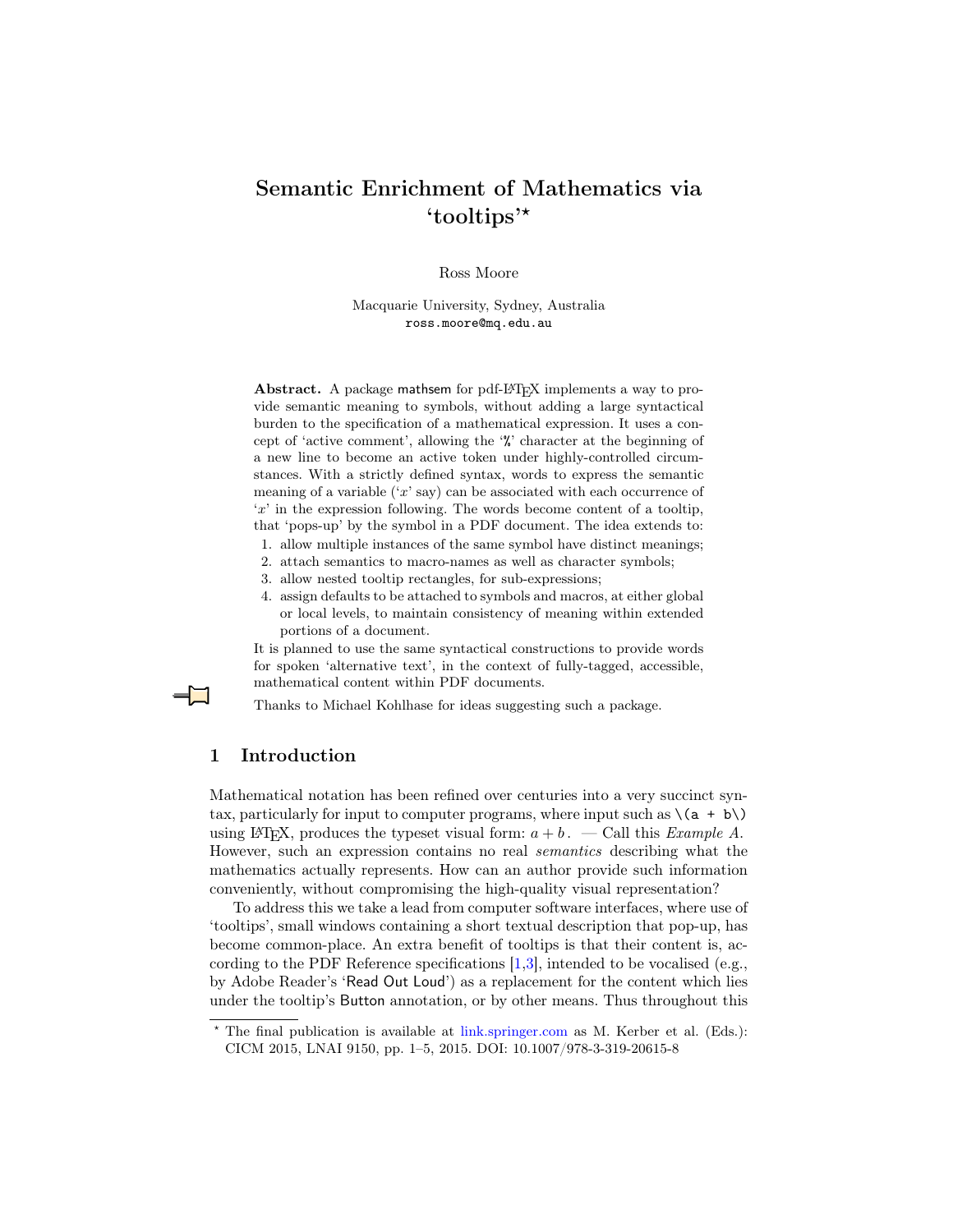# Semantic Enrichment of Mathematics via 'tooltips'*

Ross Moore

Macquarie University, Sydney, Australia
ross.moore@mq.edu.au

**Abstract.** A package mathsem for pdf-LaTeX implements a way to provide semantic meaning to symbols, without adding a large syntactical burden to the specification of a mathematical expression. It uses a concept of 'active comment', allowing the '%' character at the beginning of a new line to become an active token under highly-controlled circumstances. With a strictly defined syntax, words to express the semantic meaning of a variable ('$x$' say) can be associated with each occurrence of '$x$' in the expression following. The words become content of a tooltip, that 'pops-up' by the symbol in a PDF document. The idea extends to:

1. allow multiple instances of the same symbol have distinct meanings;
2. attach semantics to macro-names as well as character symbols;
3. allow nested tooltip rectangles, for sub-expressions;
4. assign defaults to be attached to symbols and macros, at either global or local levels, to maintain consistency of meaning within extended portions of a document.

It is planned to use the same syntactical constructions to provide words for spoken 'alternative text', in the context of fully-tagged, accessible, mathematical content within PDF documents.

Thanks to Michael Kohlhase for ideas suggesting such a package.

## 1 Introduction

Mathematical notation has been refined over centuries into a very succinct syntax, particularly for input to computer programs, where input such as `\(a + b\)` using LaTeX, produces the typeset visual form: $a + b$. — Call this *Example A*. However, such an expression contains no real *semantics* describing what the mathematics actually represents. How can an author provide such information conveniently, without compromising the high-quality visual representation?

To address this we take a lead from computer software interfaces, where use of 'tooltips', small windows containing a short textual description that pop-up, has become common-place. An extra benefit of tooltips is that their content is, according to the PDF Reference specifications [1,3], intended to be vocalised (e.g., by Adobe Reader's 'Read Out Loud') as a replacement for the content which lies under the tooltip's Button annotation, or by other means. Thus throughout this

* The final publication is available at link.springer.com as M. Kerber et al. (Eds.): CICM 2015, LNAI 9150, pp. 1–5, 2015. DOI: 10.1007/978-3-319-20615-8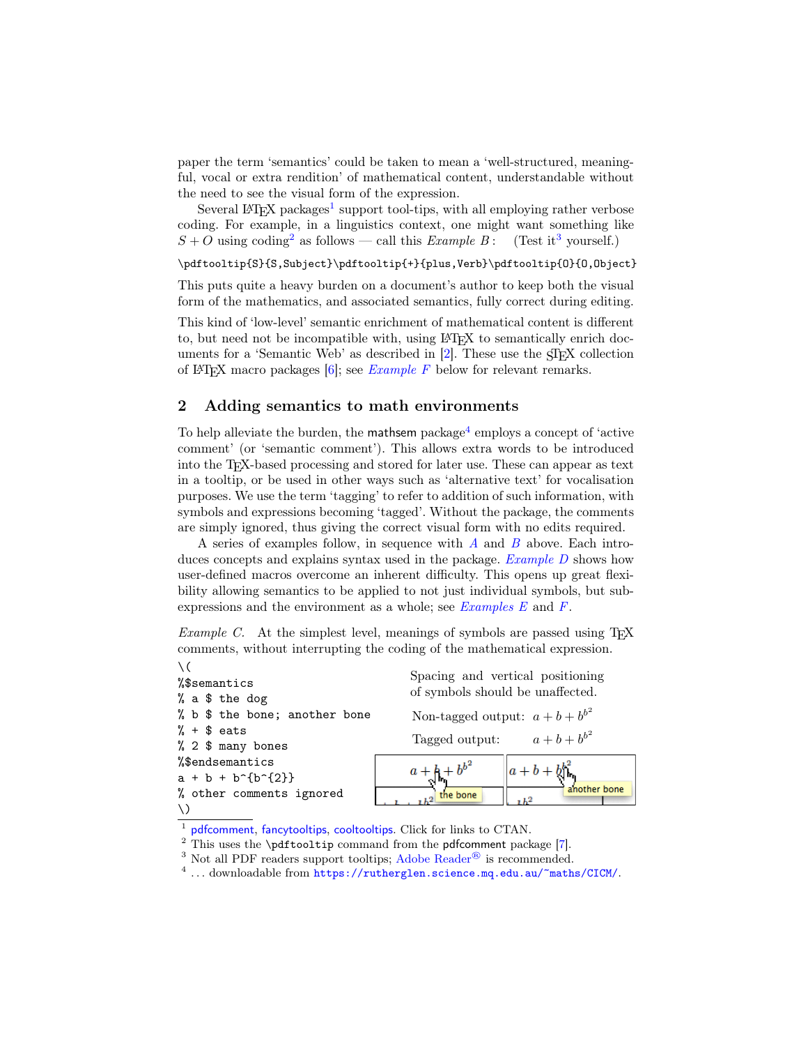paper the term 'semantics' could be taken to mean a 'well-structured, meaningful, vocal or extra rendition' of mathematical content, understandable without the need to see the visual form of the expression.

Several LaTeX packages[1] support tool-tips, with all employing rather verbose coding. For example, in a linguistics context, one might want something like $S + O$ using coding[2] as follows — call this *Example B* : (Test it[3] yourself.)

```
\pdftooltip{S}{S,Subject}\pdftooltip{+}{plus,Verb}\pdftooltip{O}{O,Object}
```

This puts quite a heavy burden on a document's author to keep both the visual form of the mathematics, and associated semantics, fully correct during editing.

This kind of 'low-level' semantic enrichment of mathematical content is different to, but need not be incompatible with, using LaTeX to semantically enrich documents for a 'Semantic Web' as described in [2]. These use the sTeX collection of LaTeX macro packages [6]; see *Example F* below for relevant remarks.

## 2 Adding semantics to math environments

To help alleviate the burden, the mathsem package[4] employs a concept of 'active comment' (or 'semantic comment'). This allows extra words to be introduced into the TeX-based processing and stored for later use. These can appear as text in a tooltip, or be used in other ways such as 'alternative text' for vocalisation purposes. We use the term 'tagging' to refer to addition of such information, with symbols and expressions becoming 'tagged'. Without the package, the comments are simply ignored, thus giving the correct visual form with no edits required.

A series of examples follow, in sequence with *A* and *B* above. Each introduces concepts and explains syntax used in the package. *Example D* shows how user-defined macros overcome an inherent difficulty. This opens up great flexibility allowing semantics to be applied to not just individual symbols, but sub-expressions and the environment as a whole; see *Examples E* and *F*.

*Example C.* At the simplest level, meanings of symbols are passed using TeX comments, without interrupting the coding of the mathematical expression.

```
\(
%$semantics
% a $ the dog
% b $ the bone; another bone
% + $ eats
% 2 $ many bones
%$endsemantics
a + b + b^{b^{2}}
% other comments ignored
\)
```

Spacing and vertical positioning of symbols should be unaffected.

Non-tagged output: $a + b + b^{b^2}$

Tagged output: $a + b + b^{b^2}$

$a + b + b^{b^2}$ the bone    $a + b + b^{b^2}$ another bone

[1] pdfcomment, fancytooltips, cooltooltips. Click for links to CTAN.

[2] This uses the \pdftooltip command from the pdfcomment package [7].

[3] Not all PDF readers support tooltips; Adobe Reader® is recommended.

[4] . . . downloadable from https://rutherglen.science.mq.edu.au/~maths/CICM/.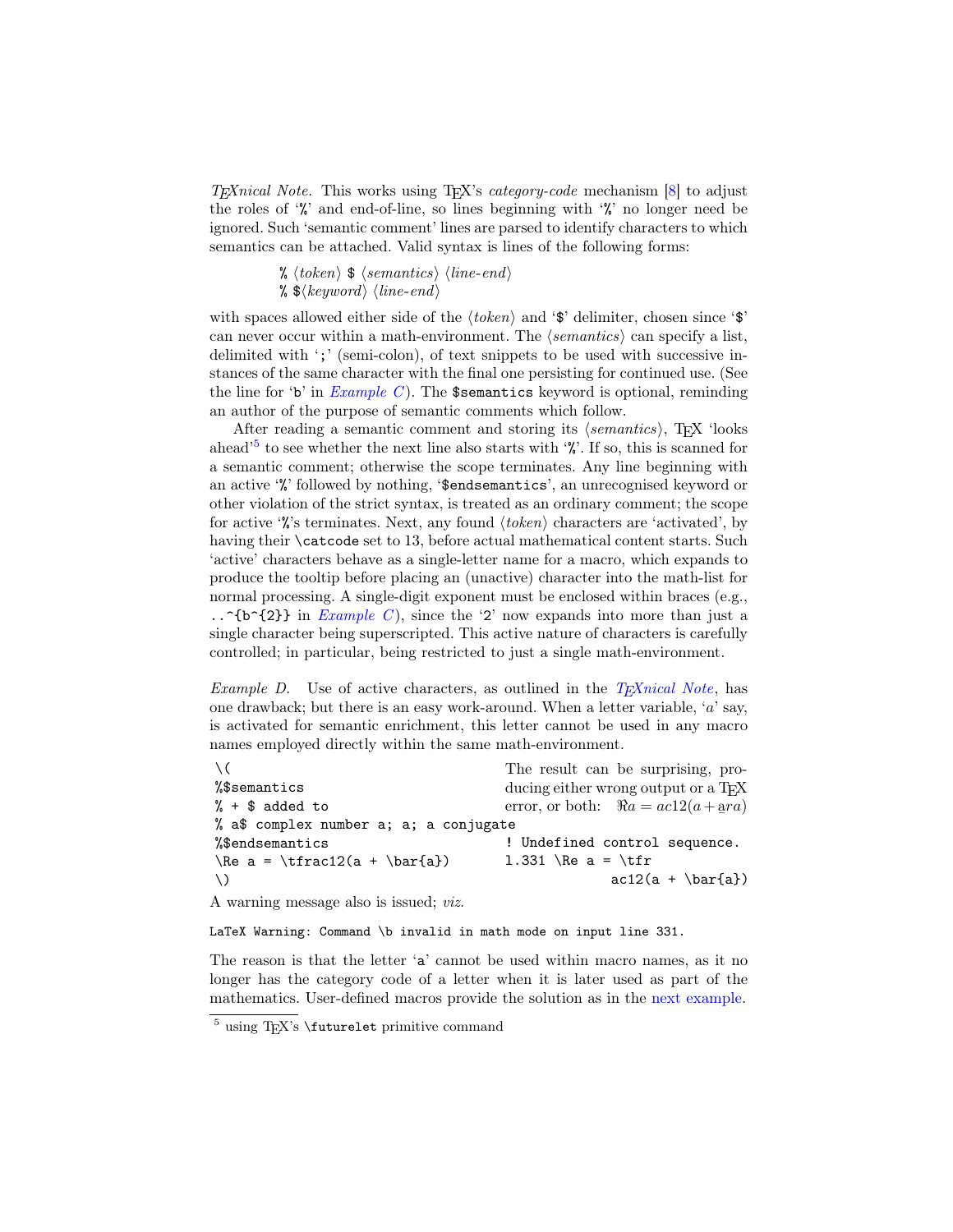*TEXnical Note.* This works using TEX's *category-code* mechanism [8] to adjust the roles of '`%`' and end-of-line, so lines beginning with '`%`' no longer need be ignored. Such 'semantic comment' lines are parsed to identify characters to which semantics can be attached. Valid syntax is lines of the following forms:

> `%` ⟨*token*⟩ `$` ⟨*semantics*⟩ ⟨*line-end*⟩
> `%` `$`⟨*keyword*⟩ ⟨*line-end*⟩

with spaces allowed either side of the ⟨*token*⟩ and '`$`' delimiter, chosen since '`$`' can never occur within a math-environment. The ⟨*semantics*⟩ can specify a list, delimited with '`;`' (semi-colon), of text snippets to be used with successive instances of the same character with the final one persisting for continued use. (See the line for '`b`' in *Example C*). The `$semantics` keyword is optional, reminding an author of the purpose of semantic comments which follow.

After reading a semantic comment and storing its ⟨*semantics*⟩, TEX 'looks ahead'[5] to see whether the next line also starts with '`%`'. If so, this is scanned for a semantic comment; otherwise the scope terminates. Any line beginning with an active '`%`' followed by nothing, '`$endsemantics`', an unrecognised keyword or other violation of the strict syntax, is treated as an ordinary comment; the scope for active '`%`'s terminates. Next, any found ⟨*token*⟩ characters are 'activated', by having their `\catcode` set to 13, before actual mathematical content starts. Such 'active' characters behave as a single-letter name for a macro, which expands to produce the tooltip before placing an (unactive) character into the math-list for normal processing. A single-digit exponent must be enclosed within braces (e.g., `..^{b^{2}}` in *Example C*), since the '2' now expands into more than just a single character being superscripted. This active nature of characters is carefully controlled; in particular, being restricted to just a single math-environment.

*Example D.* Use of active characters, as outlined in the *TEXnical Note*, has one drawback; but there is an easy work-around. When a letter variable, '$a$' say, is activated for semantic enrichment, this letter cannot be used in any macro names employed directly within the same math-environment.

```
\(
%$semantics
% + $ added to
% a$ complex number a; a; a conjugate
%$endsemantics
\Re a = \tfrac12(a + \bar{a})
\)
```

The result can be surprising, producing either wrong output or a TEX error, or both: $\Re a = ac12(a + \underline{a}ra)$

```
! Undefined control sequence.
l.331 \Re a = \tfr
                  ac12(a + \bar{a})
```

A warning message also is issued; *viz.*

```
LaTeX Warning: Command \b invalid in math mode on input line 331.
```

The reason is that the letter '`a`' cannot be used within macro names, as it no longer has the category code of a letter when it is later used as part of the mathematics. User-defined macros provide the solution as in the next example.

---

[5] using TEX's `\futurelet` primitive command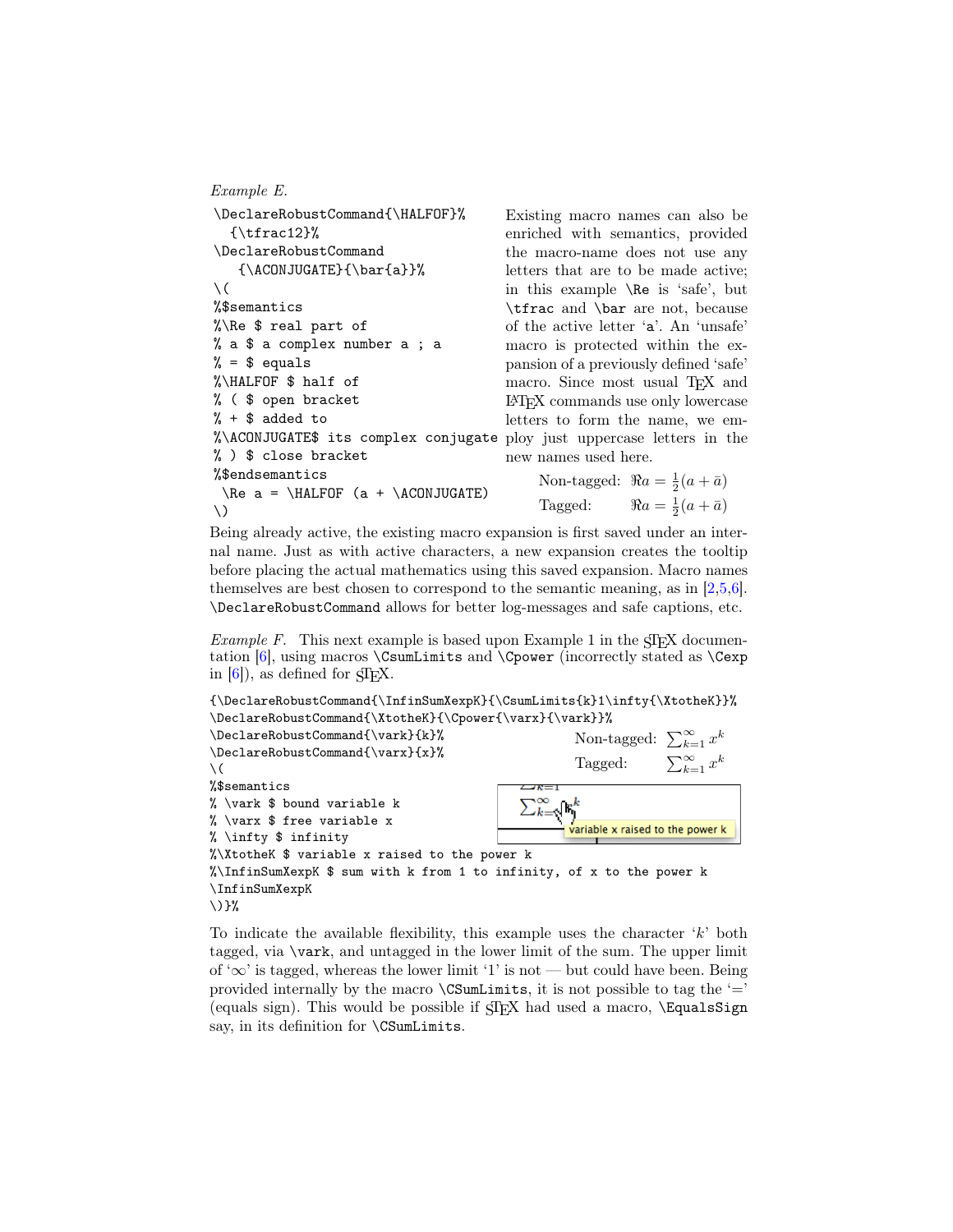*Example E.*

```
\DeclareRobustCommand{\HALFOF}%
  {\tfrac12}%
\DeclareRobustCommand
   {\ACONJUGATE}{\bar{a}}%
\(
%$semantics
%\Re $ real part of
% a $ a complex number a ; a
% = $ equals
%\HALFOF $ half of
% ( $ open bracket
% + $ added to
%\ACONJUGATE$ its complex conjugate
% ) $ close bracket
%$endsemantics
 \Re a = \HALFOF (a + \ACONJUGATE)
\)
```

Existing macro names can also be enriched with semantics, provided the macro-name does not use any letters that are to be made active; in this example `\Re` is 'safe', but `\tfrac` and `\bar` are not, because of the active letter '`a`'. An 'unsafe' macro is protected within the expansion of a previously defined 'safe' macro. Since most usual TeX and LaTeX commands use only lowercase letters to form the name, we employ just uppercase letters in the new names used here.

Non-tagged: $\Re a = \frac{1}{2}(a + \bar{a})$

Tagged: $\Re a = \frac{1}{2}(a + \bar{a})$

Being already active, the existing macro expansion is first saved under an internal name. Just as with active characters, a new expansion creates the tooltip before placing the actual mathematics using this saved expansion. Macro names themselves are best chosen to correspond to the semantic meaning, as in [2,5,6]. `\DeclareRobustCommand` allows for better log-messages and safe captions, etc.

*Example F.* This next example is based upon Example 1 in the sTeX documentation [6], using macros `\CsumLimits` and `\Cpower` (incorrectly stated as `\Cexp` in [6]), as defined for sTeX.

```
{\DeclareRobustCommand{\InfinSumXexpK}{\CsumLimits{k}1\infty{\XtotheK}}%
\DeclareRobustCommand{\XtotheK}{\Cpower{\varx}{\vark}}%
\DeclareRobustCommand{\vark}{k}%
\DeclareRobustCommand{\varx}{x}%
\(
%$semantics
% \vark $ bound variable k
% \varx $ free variable x
% \infty $ infinity
%\XtotheK $ variable x raised to the power k
%\InfinSumXexpK $ sum with k from 1 to infinity, of x to the power k
\InfinSumXexpK
\)}%
```

Non-tagged: $\sum_{k=1}^{\infty} x^k$

Tagged: $\sum_{k=1}^{\infty} x^k$

variable x raised to the power k

To indicate the available flexibility, this example uses the character '$k$' both tagged, via `\vark`, and untagged in the lower limit of the sum. The upper limit of '$\infty$' is tagged, whereas the lower limit '1' is not — but could have been. Being provided internally by the macro `\CSumLimits`, it is not possible to tag the '=' (equals sign). This would be possible if sTeX had used a macro, `\EqualsSign` say, in its definition for `\CSumLimits`.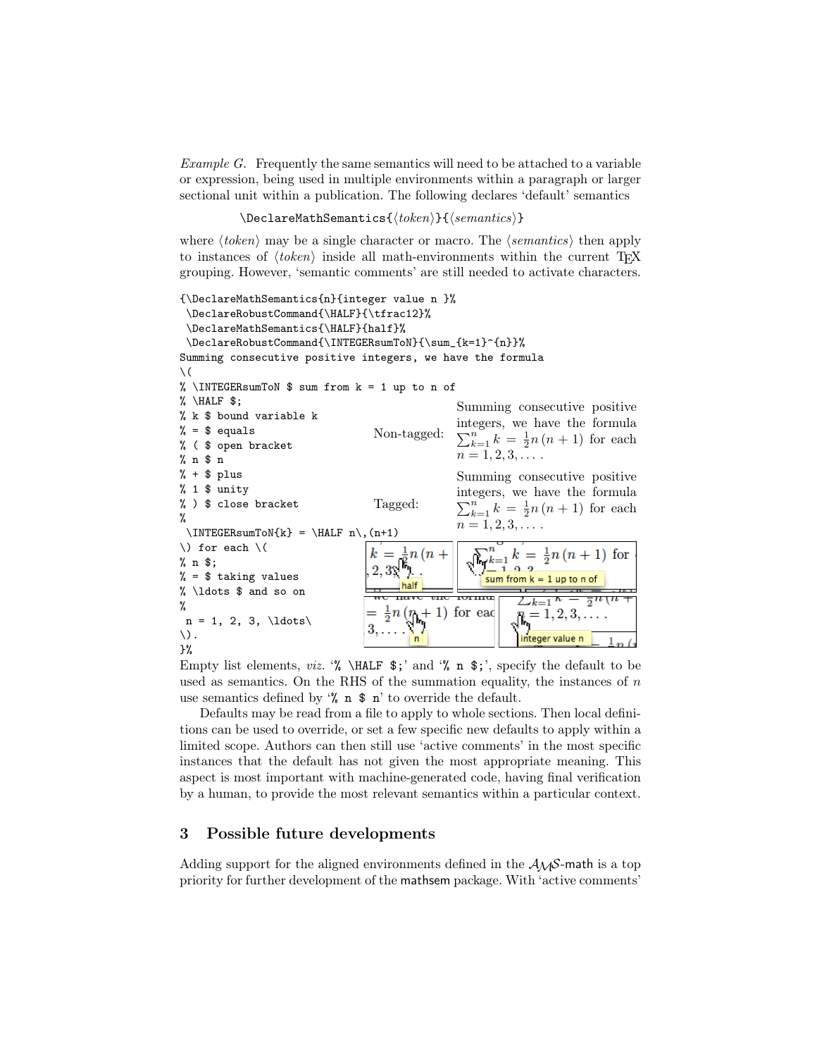*Example G.* Frequently the same semantics will need to be attached to a variable or expression, being used in multiple environments within a paragraph or larger sectional unit within a publication. The following declares 'default' semantics

```
\DeclareMathSemantics{⟨token⟩}{⟨semantics⟩}
```

where ⟨*token*⟩ may be a single character or macro. The ⟨*semantics*⟩ then apply to instances of ⟨*token*⟩ inside all math-environments within the current TeX grouping. However, 'semantic comments' are still needed to activate characters.

```
{\DeclareMathSemantics{n}{integer value n }%
 \DeclareRobustCommand{\HALF}{\tfrac12}%
 \DeclareMathSemantics{\HALF}{half}%
 \DeclareRobustCommand{\INTEGERsumToN}{\sum_{k=1}^{n}}%
Summing consecutive positive integers, we have the formula
\(
% \INTEGERsumToN $ sum from k = 1 up to n of
% \HALF $;
% k $ bound variable k
% = $ equals
% ( $ open bracket
% n $ n
% + $ plus
% 1 $ unity
% ) $ close bracket
%
 \INTEGERsumToN{k} = \HALF n\,(n+1)
\) for each \(
% n $;
% = $ taking values
% \ldots $ and so on
%
 n = 1, 2, 3, \ldots\
\).
}%
```

Non-tagged: Summing consecutive positive integers, we have the formula $\sum_{k=1}^{n} k = \frac{1}{2}n\,(n+1)$ for each $n = 1, 2, 3, \ldots$ .

Tagged: Summing consecutive positive integers, we have the formula $\sum_{k=1}^{n} k = \frac{1}{2}n\,(n+1)$ for each $n = 1, 2, 3, \ldots$ .

half

sum from k = 1 up to n of

n

integer value n

Empty list elements, *viz.* '`% \HALF $;`' and '`% n $;`', specify the default to be used as semantics. On the RHS of the summation equality, the instances of $n$ use semantics defined by '`% n $ n`' to override the default.

Defaults may be read from a file to apply to whole sections. Then local definitions can be used to override, or set a few specific new defaults to apply within a limited scope. Authors can then still use 'active comments' in the most specific instances that the default has not given the most appropriate meaning. This aspect is most important with machine-generated code, having final verification by a human, to provide the most relevant semantics within a particular context.

## 3 Possible future developments

Adding support for the aligned environments defined in the $\mathcal{AMS}$-math is a top priority for further development of the mathsem package. With 'active comments'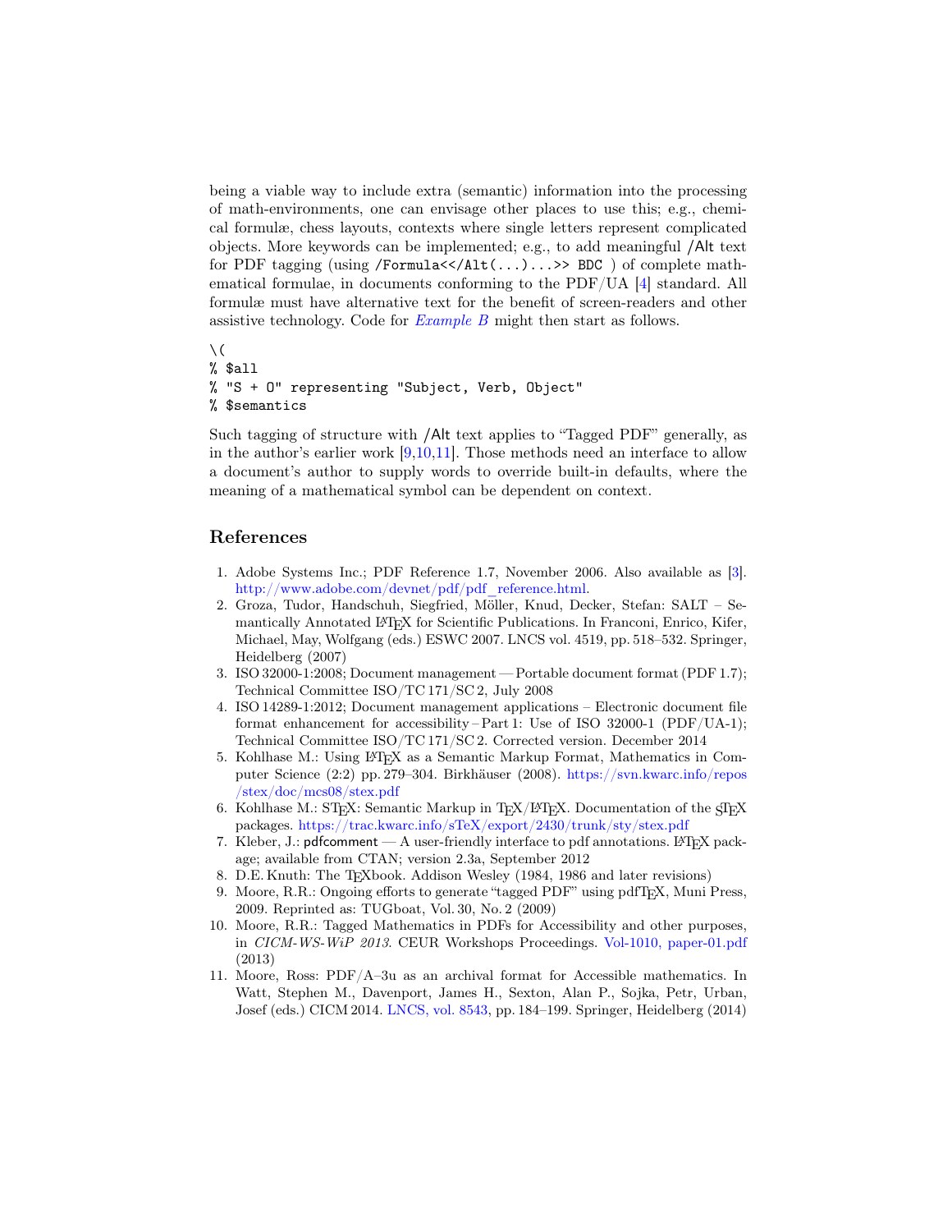being a viable way to include extra (semantic) information into the processing of math-environments, one can envisage other places to use this; e.g., chemical formulæ, chess layouts, contexts where single letters represent complicated objects. More keywords can be implemented; e.g., to add meaningful /Alt text for PDF tagging (using `/Formula<</Alt(...)...>> BDC` ) of complete mathematical formulae, in documents conforming to the PDF/UA [4] standard. All formulæ must have alternative text for the benefit of screen-readers and other assistive technology. Code for *Example B* might then start as follows.

```
\(
% $all
% "S + O" representing "Subject, Verb, Object"
% $semantics
```

Such tagging of structure with /Alt text applies to "Tagged PDF" generally, as in the author's earlier work [9,10,11]. Those methods need an interface to allow a document's author to supply words to override built-in defaults, where the meaning of a mathematical symbol can be dependent on context.

## References

1. Adobe Systems Inc.; PDF Reference 1.7, November 2006. Also available as [3]. http://www.adobe.com/devnet/pdf/pdf_reference.html.
2. Groza, Tudor, Handschuh, Siegfried, Möller, Knud, Decker, Stefan: SALT – Semantically Annotated LaTeX for Scientific Publications. In Franconi, Enrico, Kifer, Michael, May, Wolfgang (eds.) ESWC 2007. LNCS vol. 4519, pp. 518–532. Springer, Heidelberg (2007)
3. ISO 32000-1:2008; Document management — Portable document format (PDF 1.7); Technical Committee ISO/TC 171/SC 2, July 2008
4. ISO 14289-1:2012; Document management applications – Electronic document file format enhancement for accessibility – Part 1: Use of ISO 32000-1 (PDF/UA-1); Technical Committee ISO/TC 171/SC 2. Corrected version. December 2014
5. Kohlhase M.: Using LaTeX as a Semantic Markup Format, Mathematics in Computer Science (2:2) pp. 279–304. Birkhäuser (2008). https://svn.kwarc.info/repos/stex/doc/mcs08/stex.pdf
6. Kohlhase M.: STeX: Semantic Markup in TeX/LaTeX. Documentation of the STeX packages. https://trac.kwarc.info/sTeX/export/2430/trunk/sty/stex.pdf
7. Kleber, J.: pdfcomment — A user-friendly interface to pdf annotations. LaTeX package; available from CTAN; version 2.3a, September 2012
8. D.E. Knuth: The TeXbook. Addison Wesley (1984, 1986 and later revisions)
9. Moore, R.R.: Ongoing efforts to generate "tagged PDF" using pdfTeX, Muni Press, 2009. Reprinted as: TUGboat, Vol. 30, No. 2 (2009)
10. Moore, R.R.: Tagged Mathematics in PDFs for Accessibility and other purposes, in *CICM-WS-WiP 2013*. CEUR Workshops Proceedings. Vol-1010, paper-01.pdf (2013)
11. Moore, Ross: PDF/A–3u as an archival format for Accessible mathematics. In Watt, Stephen M., Davenport, James H., Sexton, Alan P., Sojka, Petr, Urban, Josef (eds.) CICM 2014. LNCS, vol. 8543, pp. 184–199. Springer, Heidelberg (2014)